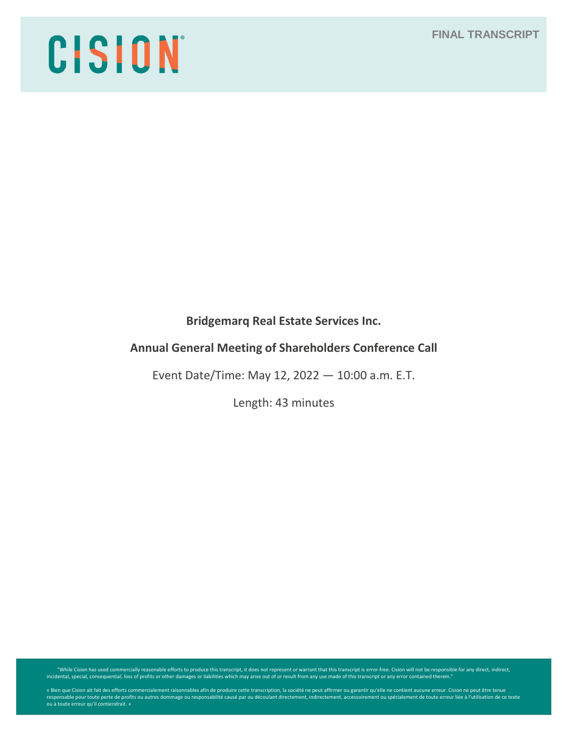CISION

FINAL TRANSCRIPT

**Bridgemarq Real Estate Services Inc.**

**Annual General Meeting of Shareholders Conference Call**

Event Date/Time: May 12, 2022 — 10:00 a.m. E.T.

Length: 43 minutes

"While Cision has used commercially reasonable efforts to produce this transcript, it does not represent or warrant that this transcript is error-free. Cision will not be responsible for any direct, indirect, incidental, special, consequential, loss of profits or other damages or liabilities which may arise out of or result from any use made of this transcript or any error contained therein."

« Bien que Cision ait fait des efforts commercialement raisonnables afin de produire cette transcription, la société ne peut affirmer ou garantir qu'elle ne contient aucune erreur. Cision ne peut être tenue responsable pour toute perte de profits ou autres dommage ou responsabilité causé par ou découlant directement, indirectement, accessoirement ou spécialement de toute erreur liée à l'utilisation de ce texte ou à toute erreur qu'il contiendrait. »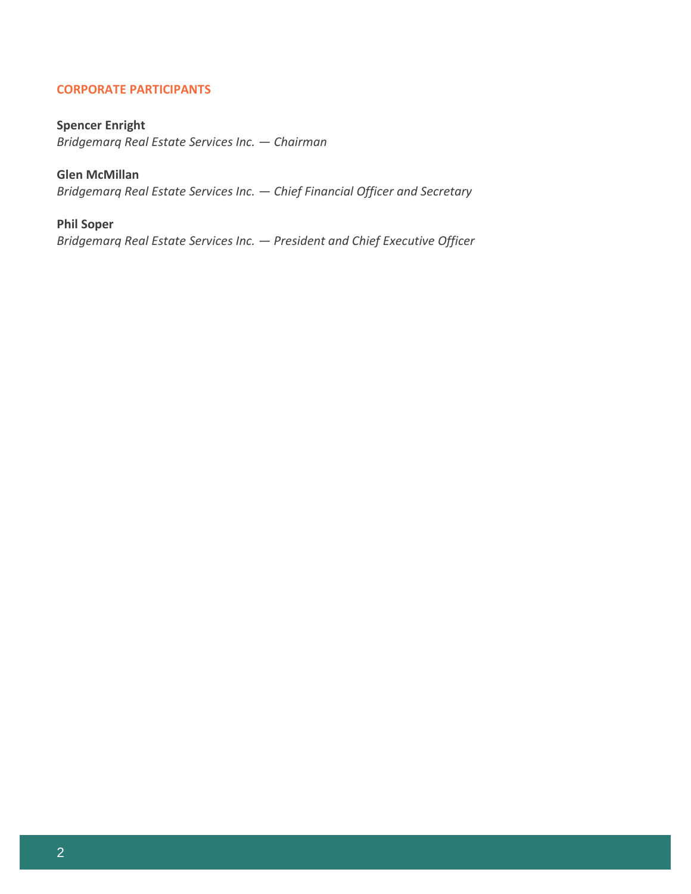## CORPORATE PARTICIPANTS

**Spencer Enright**
*Bridgemarq Real Estate Services Inc. — Chairman*

**Glen McMillan**
*Bridgemarq Real Estate Services Inc. — Chief Financial Officer and Secretary*

**Phil Soper**
*Bridgemarq Real Estate Services Inc. — President and Chief Executive Officer*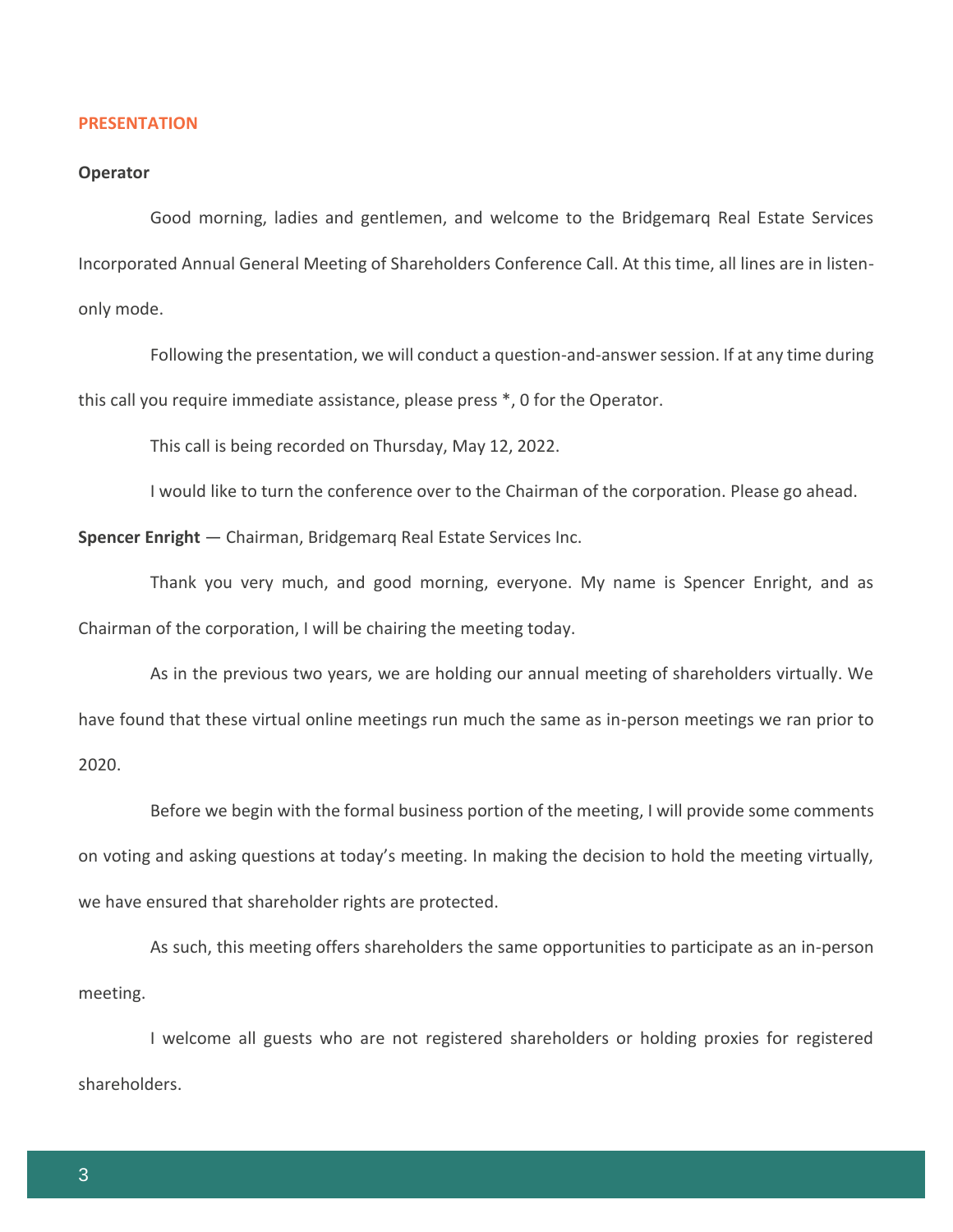## PRESENTATION

**Operator**

Good morning, ladies and gentlemen, and welcome to the Bridgemarq Real Estate Services Incorporated Annual General Meeting of Shareholders Conference Call. At this time, all lines are in listen-only mode.

Following the presentation, we will conduct a question-and-answer session. If at any time during this call you require immediate assistance, please press *, 0 for the Operator.

This call is being recorded on Thursday, May 12, 2022.

I would like to turn the conference over to the Chairman of the corporation. Please go ahead.

**Spencer Enright** — Chairman, Bridgemarq Real Estate Services Inc.

Thank you very much, and good morning, everyone. My name is Spencer Enright, and as Chairman of the corporation, I will be chairing the meeting today.

As in the previous two years, we are holding our annual meeting of shareholders virtually. We have found that these virtual online meetings run much the same as in-person meetings we ran prior to 2020.

Before we begin with the formal business portion of the meeting, I will provide some comments on voting and asking questions at today's meeting. In making the decision to hold the meeting virtually, we have ensured that shareholder rights are protected.

As such, this meeting offers shareholders the same opportunities to participate as an in-person meeting.

I welcome all guests who are not registered shareholders or holding proxies for registered shareholders.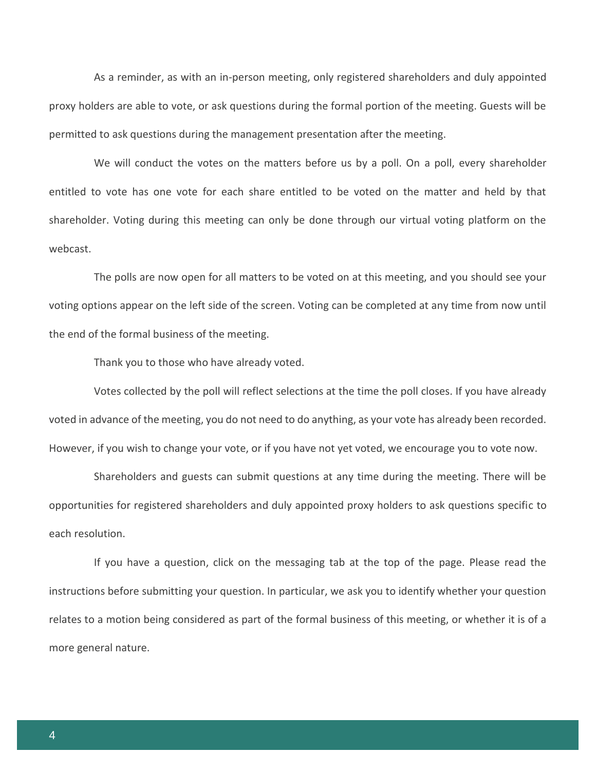As a reminder, as with an in-person meeting, only registered shareholders and duly appointed proxy holders are able to vote, or ask questions during the formal portion of the meeting. Guests will be permitted to ask questions during the management presentation after the meeting.

We will conduct the votes on the matters before us by a poll. On a poll, every shareholder entitled to vote has one vote for each share entitled to be voted on the matter and held by that shareholder. Voting during this meeting can only be done through our virtual voting platform on the webcast.

The polls are now open for all matters to be voted on at this meeting, and you should see your voting options appear on the left side of the screen. Voting can be completed at any time from now until the end of the formal business of the meeting.

Thank you to those who have already voted.

Votes collected by the poll will reflect selections at the time the poll closes. If you have already voted in advance of the meeting, you do not need to do anything, as your vote has already been recorded. However, if you wish to change your vote, or if you have not yet voted, we encourage you to vote now.

Shareholders and guests can submit questions at any time during the meeting. There will be opportunities for registered shareholders and duly appointed proxy holders to ask questions specific to each resolution.

If you have a question, click on the messaging tab at the top of the page. Please read the instructions before submitting your question. In particular, we ask you to identify whether your question relates to a motion being considered as part of the formal business of this meeting, or whether it is of a more general nature.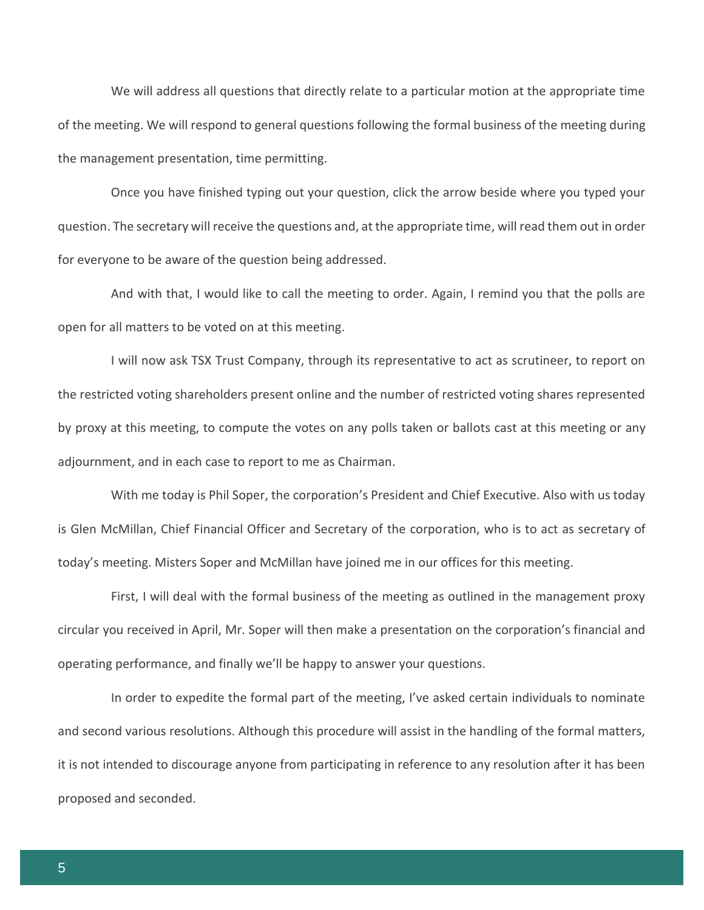We will address all questions that directly relate to a particular motion at the appropriate time of the meeting. We will respond to general questions following the formal business of the meeting during the management presentation, time permitting.

Once you have finished typing out your question, click the arrow beside where you typed your question. The secretary will receive the questions and, at the appropriate time, will read them out in order for everyone to be aware of the question being addressed.

And with that, I would like to call the meeting to order. Again, I remind you that the polls are open for all matters to be voted on at this meeting.

I will now ask TSX Trust Company, through its representative to act as scrutineer, to report on the restricted voting shareholders present online and the number of restricted voting shares represented by proxy at this meeting, to compute the votes on any polls taken or ballots cast at this meeting or any adjournment, and in each case to report to me as Chairman.

With me today is Phil Soper, the corporation's President and Chief Executive. Also with us today is Glen McMillan, Chief Financial Officer and Secretary of the corporation, who is to act as secretary of today's meeting. Misters Soper and McMillan have joined me in our offices for this meeting.

First, I will deal with the formal business of the meeting as outlined in the management proxy circular you received in April, Mr. Soper will then make a presentation on the corporation's financial and operating performance, and finally we'll be happy to answer your questions.

In order to expedite the formal part of the meeting, I've asked certain individuals to nominate and second various resolutions. Although this procedure will assist in the handling of the formal matters, it is not intended to discourage anyone from participating in reference to any resolution after it has been proposed and seconded.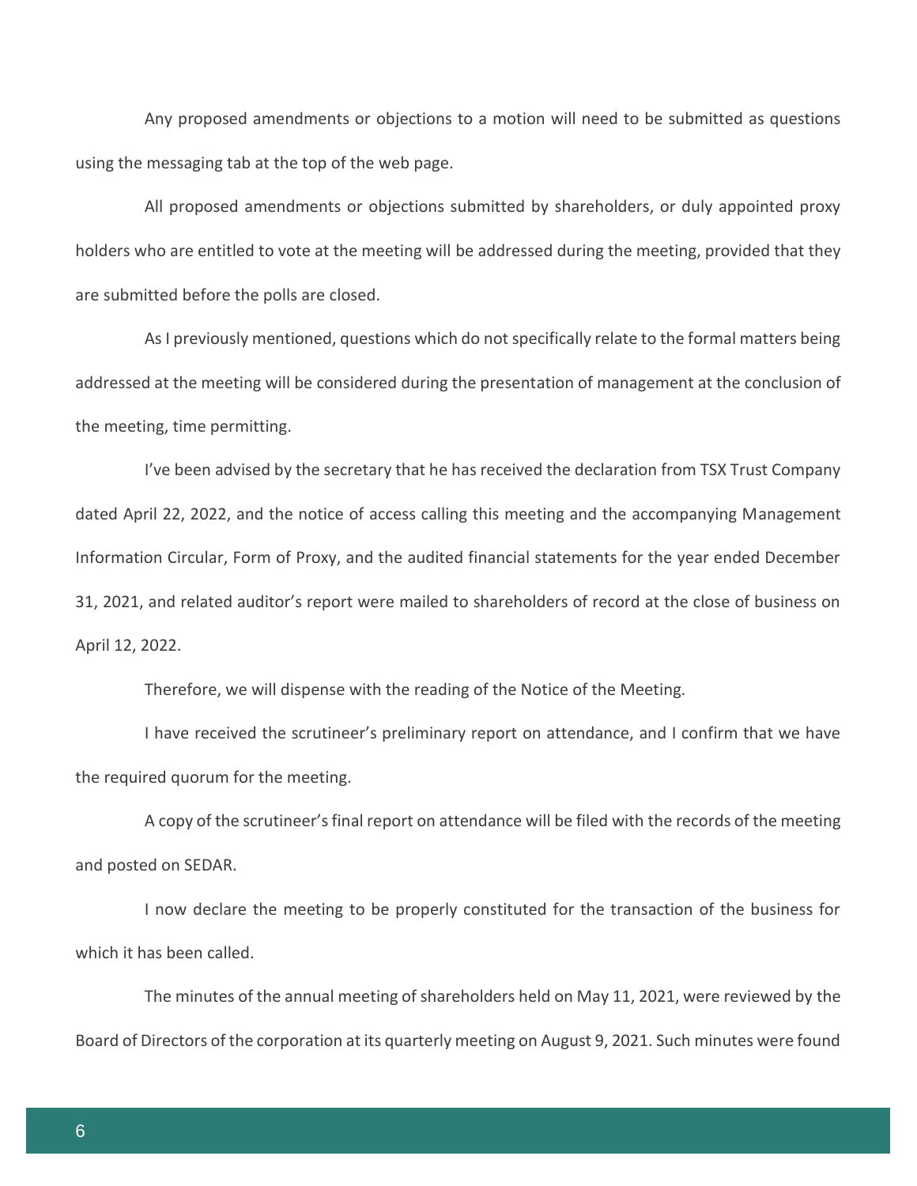Any proposed amendments or objections to a motion will need to be submitted as questions using the messaging tab at the top of the web page.

All proposed amendments or objections submitted by shareholders, or duly appointed proxy holders who are entitled to vote at the meeting will be addressed during the meeting, provided that they are submitted before the polls are closed.

As I previously mentioned, questions which do not specifically relate to the formal matters being addressed at the meeting will be considered during the presentation of management at the conclusion of the meeting, time permitting.

I've been advised by the secretary that he has received the declaration from TSX Trust Company dated April 22, 2022, and the notice of access calling this meeting and the accompanying Management Information Circular, Form of Proxy, and the audited financial statements for the year ended December 31, 2021, and related auditor's report were mailed to shareholders of record at the close of business on April 12, 2022.

Therefore, we will dispense with the reading of the Notice of the Meeting.

I have received the scrutineer's preliminary report on attendance, and I confirm that we have the required quorum for the meeting.

A copy of the scrutineer's final report on attendance will be filed with the records of the meeting and posted on SEDAR.

I now declare the meeting to be properly constituted for the transaction of the business for which it has been called.

The minutes of the annual meeting of shareholders held on May 11, 2021, were reviewed by the Board of Directors of the corporation at its quarterly meeting on August 9, 2021. Such minutes were found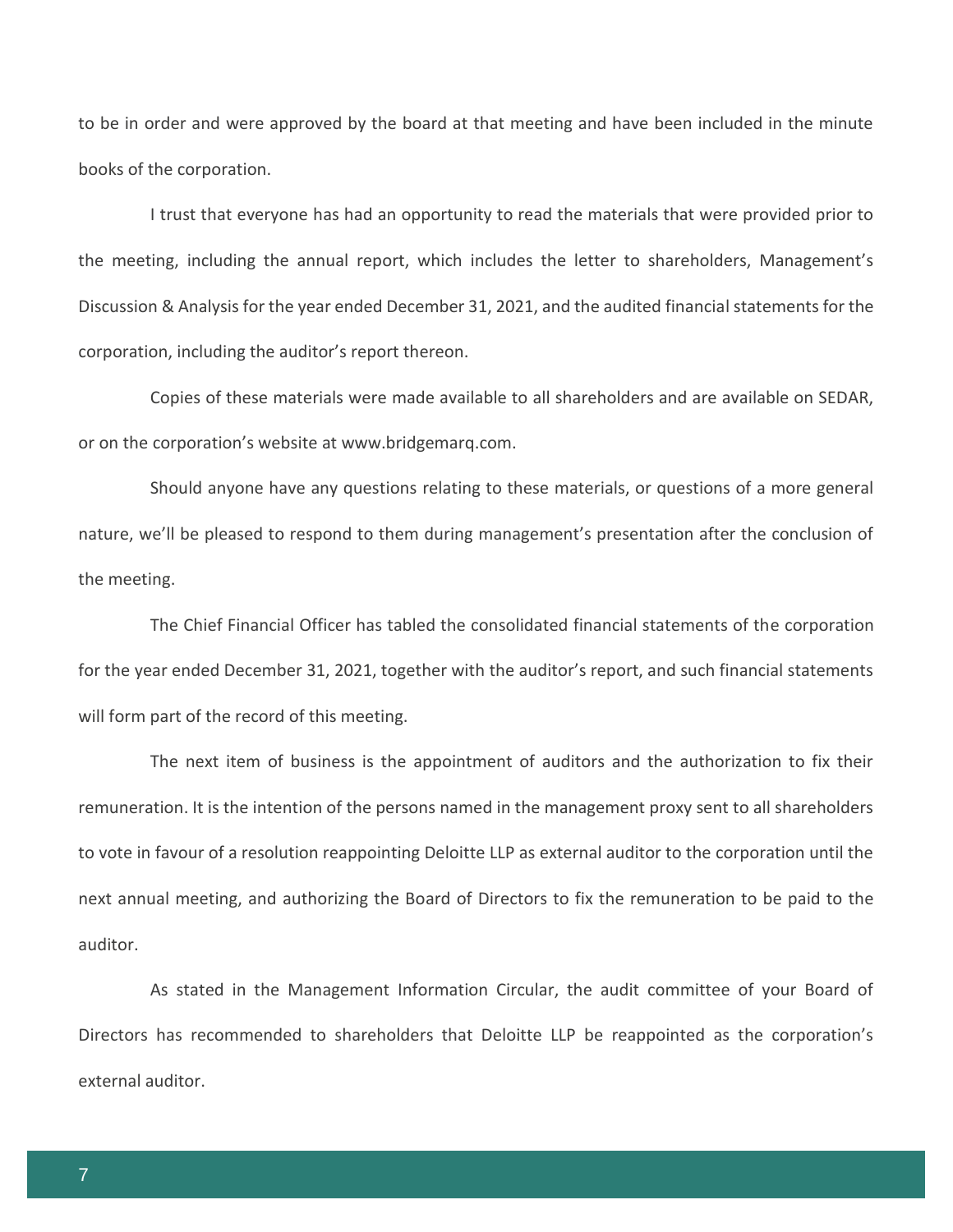to be in order and were approved by the board at that meeting and have been included in the minute books of the corporation.

I trust that everyone has had an opportunity to read the materials that were provided prior to the meeting, including the annual report, which includes the letter to shareholders, Management's Discussion & Analysis for the year ended December 31, 2021, and the audited financial statements for the corporation, including the auditor's report thereon.

Copies of these materials were made available to all shareholders and are available on SEDAR, or on the corporation's website at www.bridgemarq.com.

Should anyone have any questions relating to these materials, or questions of a more general nature, we'll be pleased to respond to them during management's presentation after the conclusion of the meeting.

The Chief Financial Officer has tabled the consolidated financial statements of the corporation for the year ended December 31, 2021, together with the auditor's report, and such financial statements will form part of the record of this meeting.

The next item of business is the appointment of auditors and the authorization to fix their remuneration. It is the intention of the persons named in the management proxy sent to all shareholders to vote in favour of a resolution reappointing Deloitte LLP as external auditor to the corporation until the next annual meeting, and authorizing the Board of Directors to fix the remuneration to be paid to the auditor.

As stated in the Management Information Circular, the audit committee of your Board of Directors has recommended to shareholders that Deloitte LLP be reappointed as the corporation's external auditor.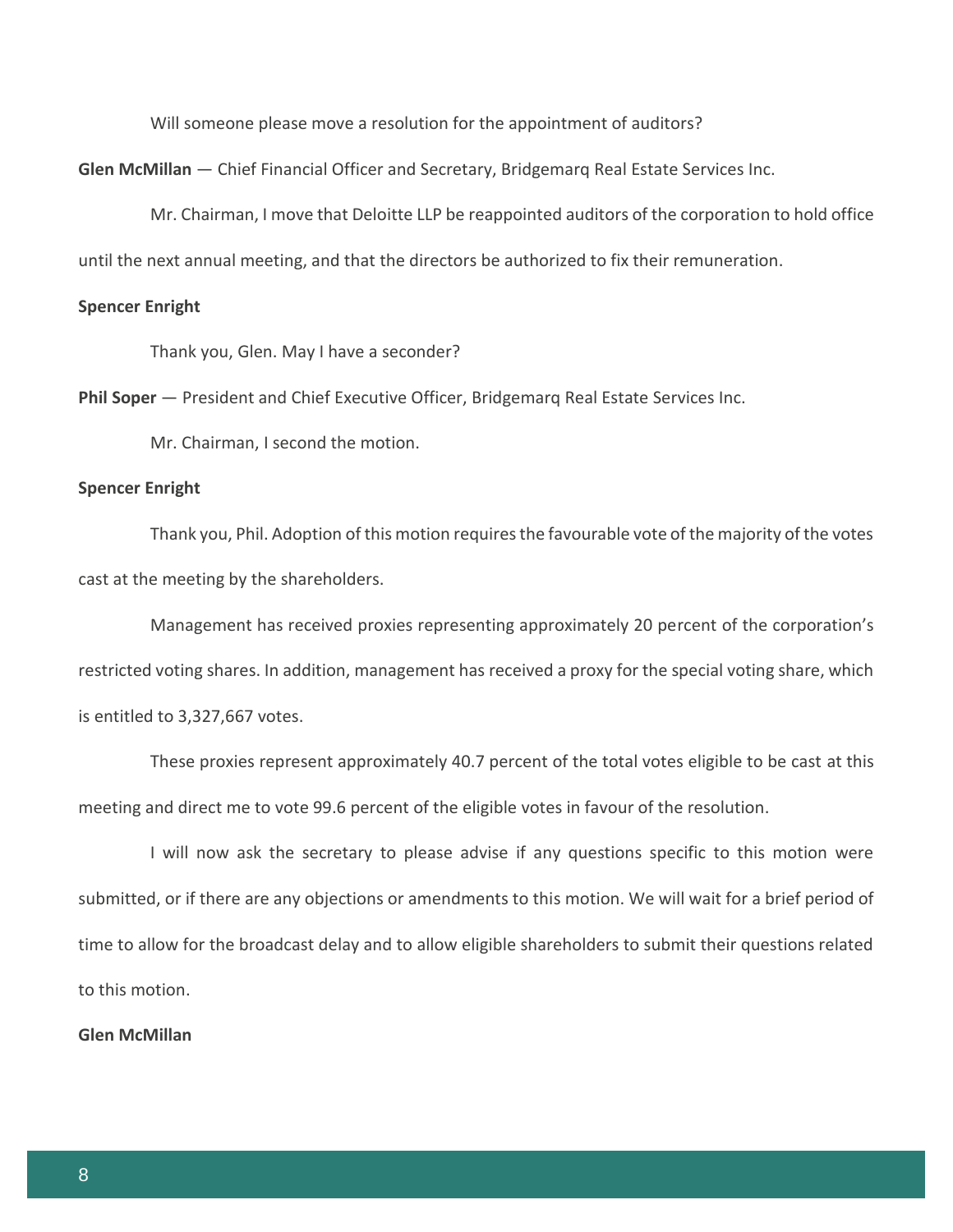Will someone please move a resolution for the appointment of auditors?

**Glen McMillan** — Chief Financial Officer and Secretary, Bridgemarq Real Estate Services Inc.

Mr. Chairman, I move that Deloitte LLP be reappointed auditors of the corporation to hold office until the next annual meeting, and that the directors be authorized to fix their remuneration.

**Spencer Enright**

Thank you, Glen. May I have a seconder?

**Phil Soper** — President and Chief Executive Officer, Bridgemarq Real Estate Services Inc.

Mr. Chairman, I second the motion.

**Spencer Enright**

Thank you, Phil. Adoption of this motion requires the favourable vote of the majority of the votes cast at the meeting by the shareholders.

Management has received proxies representing approximately 20 percent of the corporation's restricted voting shares. In addition, management has received a proxy for the special voting share, which is entitled to 3,327,667 votes.

These proxies represent approximately 40.7 percent of the total votes eligible to be cast at this meeting and direct me to vote 99.6 percent of the eligible votes in favour of the resolution.

I will now ask the secretary to please advise if any questions specific to this motion were submitted, or if there are any objections or amendments to this motion. We will wait for a brief period of time to allow for the broadcast delay and to allow eligible shareholders to submit their questions related to this motion.

**Glen McMillan**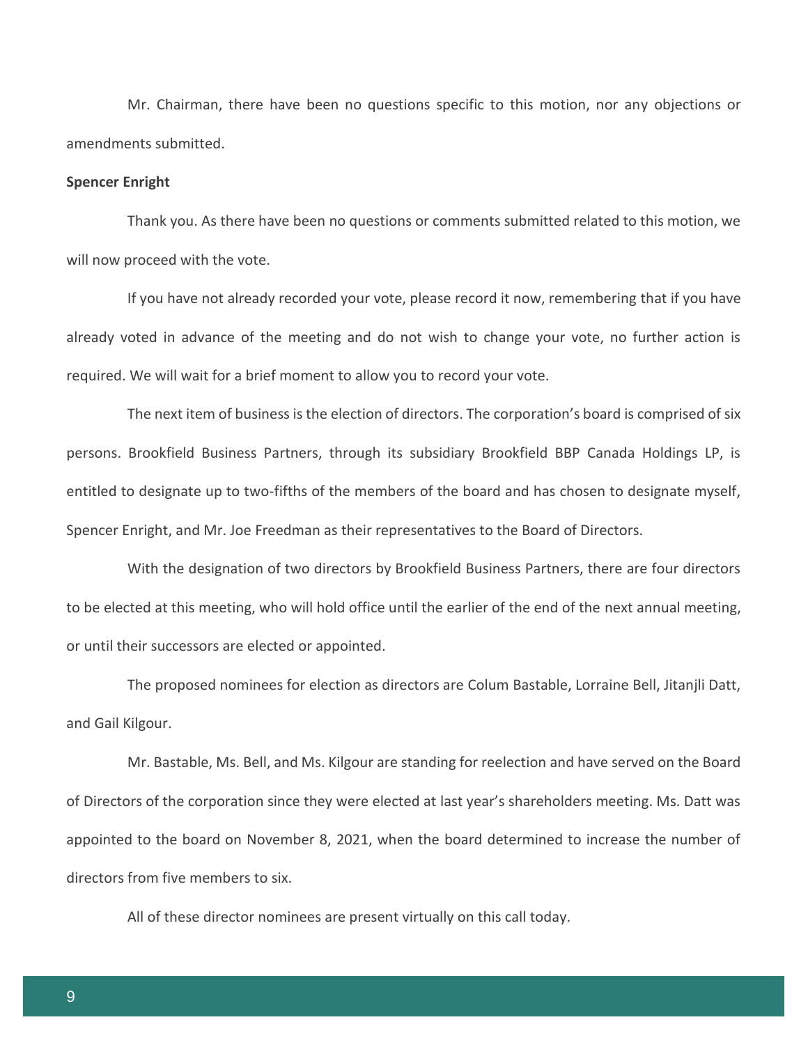Mr. Chairman, there have been no questions specific to this motion, nor any objections or amendments submitted.

**Spencer Enright**

Thank you. As there have been no questions or comments submitted related to this motion, we will now proceed with the vote.

If you have not already recorded your vote, please record it now, remembering that if you have already voted in advance of the meeting and do not wish to change your vote, no further action is required. We will wait for a brief moment to allow you to record your vote.

The next item of business is the election of directors. The corporation's board is comprised of six persons. Brookfield Business Partners, through its subsidiary Brookfield BBP Canada Holdings LP, is entitled to designate up to two-fifths of the members of the board and has chosen to designate myself, Spencer Enright, and Mr. Joe Freedman as their representatives to the Board of Directors.

With the designation of two directors by Brookfield Business Partners, there are four directors to be elected at this meeting, who will hold office until the earlier of the end of the next annual meeting, or until their successors are elected or appointed.

The proposed nominees for election as directors are Colum Bastable, Lorraine Bell, Jitanjli Datt, and Gail Kilgour.

Mr. Bastable, Ms. Bell, and Ms. Kilgour are standing for reelection and have served on the Board of Directors of the corporation since they were elected at last year's shareholders meeting. Ms. Datt was appointed to the board on November 8, 2021, when the board determined to increase the number of directors from five members to six.

All of these director nominees are present virtually on this call today.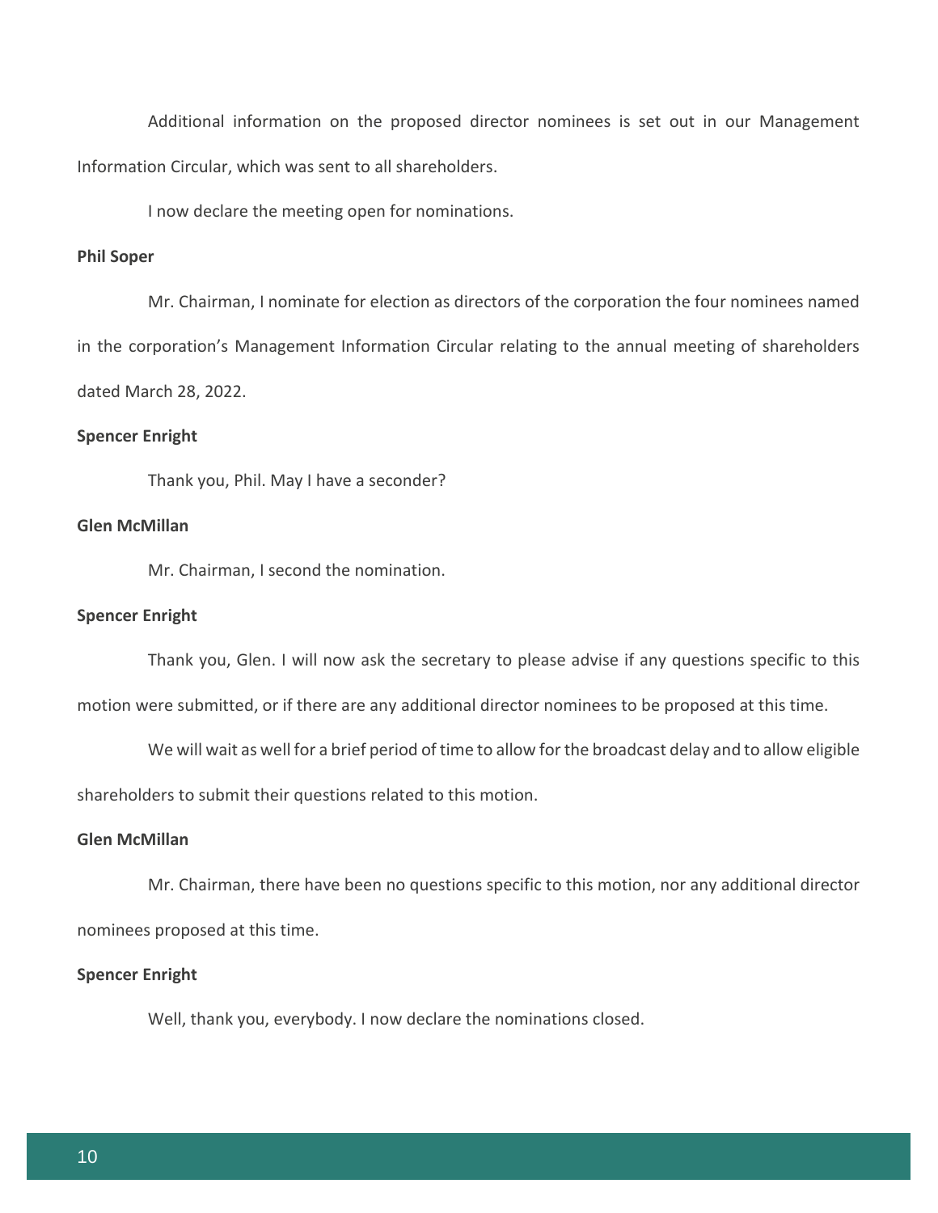Additional information on the proposed director nominees is set out in our Management Information Circular, which was sent to all shareholders.

I now declare the meeting open for nominations.

**Phil Soper**

Mr. Chairman, I nominate for election as directors of the corporation the four nominees named in the corporation's Management Information Circular relating to the annual meeting of shareholders dated March 28, 2022.

**Spencer Enright**

Thank you, Phil. May I have a seconder?

**Glen McMillan**

Mr. Chairman, I second the nomination.

**Spencer Enright**

Thank you, Glen. I will now ask the secretary to please advise if any questions specific to this motion were submitted, or if there are any additional director nominees to be proposed at this time.

We will wait as well for a brief period of time to allow for the broadcast delay and to allow eligible shareholders to submit their questions related to this motion.

**Glen McMillan**

Mr. Chairman, there have been no questions specific to this motion, nor any additional director nominees proposed at this time.

**Spencer Enright**

Well, thank you, everybody. I now declare the nominations closed.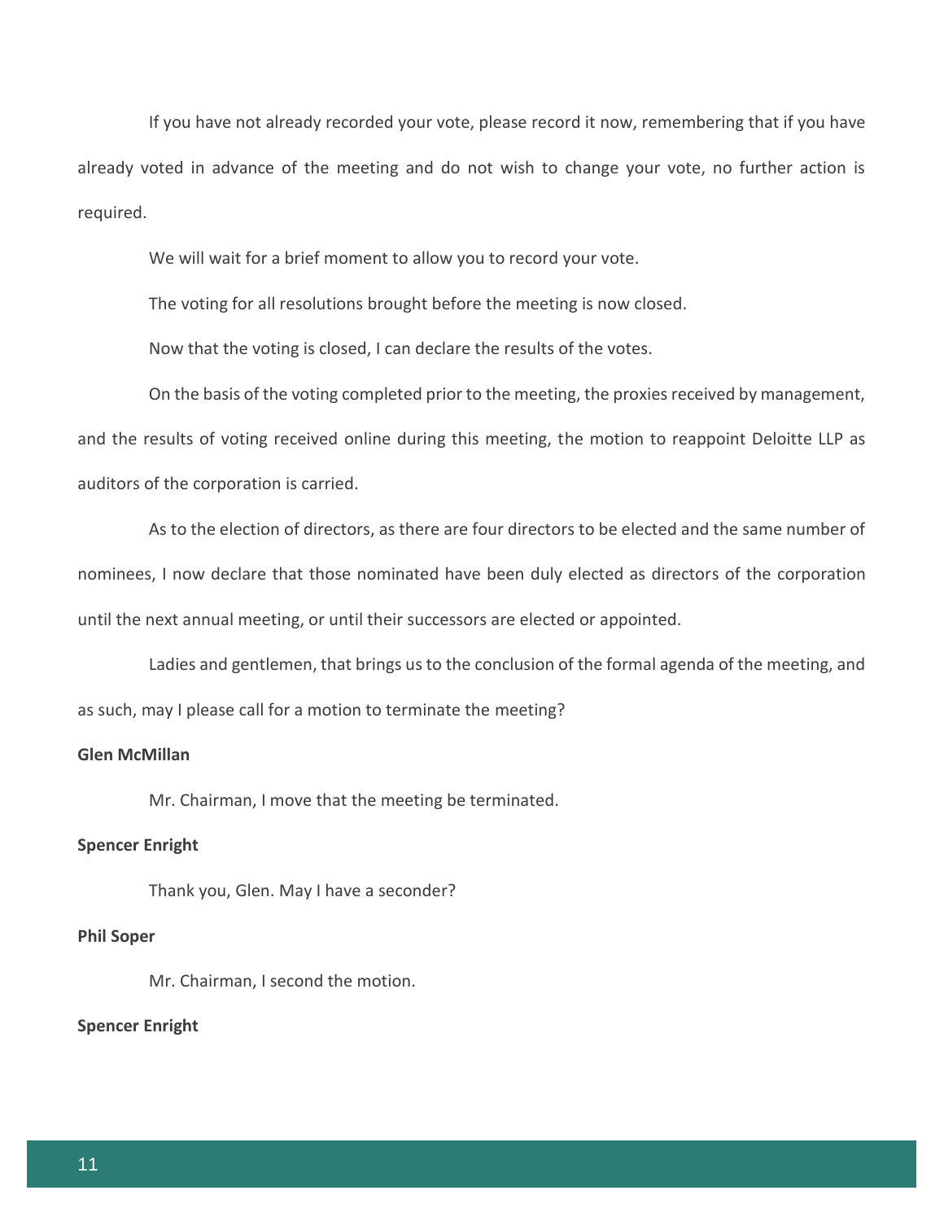If you have not already recorded your vote, please record it now, remembering that if you have already voted in advance of the meeting and do not wish to change your vote, no further action is required.

We will wait for a brief moment to allow you to record your vote.

The voting for all resolutions brought before the meeting is now closed.

Now that the voting is closed, I can declare the results of the votes.

On the basis of the voting completed prior to the meeting, the proxies received by management, and the results of voting received online during this meeting, the motion to reappoint Deloitte LLP as auditors of the corporation is carried.

As to the election of directors, as there are four directors to be elected and the same number of nominees, I now declare that those nominated have been duly elected as directors of the corporation until the next annual meeting, or until their successors are elected or appointed.

Ladies and gentlemen, that brings us to the conclusion of the formal agenda of the meeting, and as such, may I please call for a motion to terminate the meeting?

**Glen McMillan**

Mr. Chairman, I move that the meeting be terminated.

**Spencer Enright**

Thank you, Glen. May I have a seconder?

**Phil Soper**

Mr. Chairman, I second the motion.

**Spencer Enright**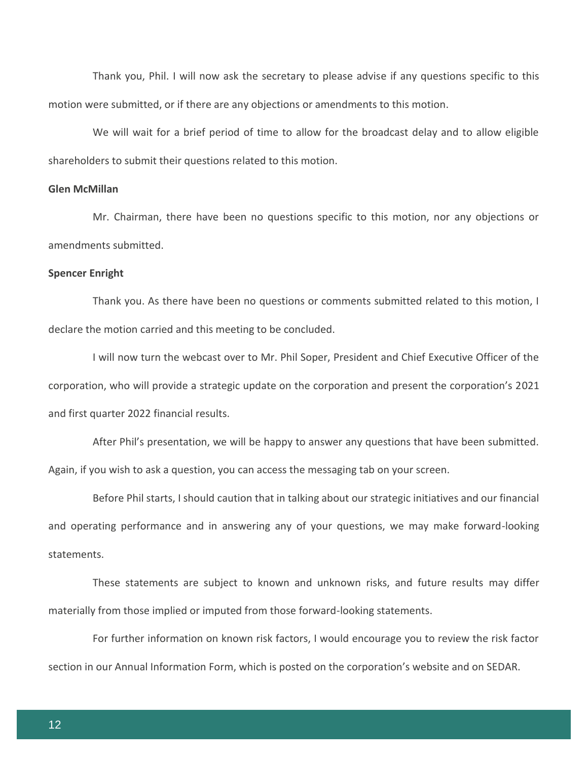Thank you, Phil. I will now ask the secretary to please advise if any questions specific to this motion were submitted, or if there are any objections or amendments to this motion.

We will wait for a brief period of time to allow for the broadcast delay and to allow eligible shareholders to submit their questions related to this motion.

**Glen McMillan**

Mr. Chairman, there have been no questions specific to this motion, nor any objections or amendments submitted.

**Spencer Enright**

Thank you. As there have been no questions or comments submitted related to this motion, I declare the motion carried and this meeting to be concluded.

I will now turn the webcast over to Mr. Phil Soper, President and Chief Executive Officer of the corporation, who will provide a strategic update on the corporation and present the corporation's 2021 and first quarter 2022 financial results.

After Phil's presentation, we will be happy to answer any questions that have been submitted. Again, if you wish to ask a question, you can access the messaging tab on your screen.

Before Phil starts, I should caution that in talking about our strategic initiatives and our financial and operating performance and in answering any of your questions, we may make forward-looking statements.

These statements are subject to known and unknown risks, and future results may differ materially from those implied or imputed from those forward-looking statements.

For further information on known risk factors, I would encourage you to review the risk factor section in our Annual Information Form, which is posted on the corporation's website and on SEDAR.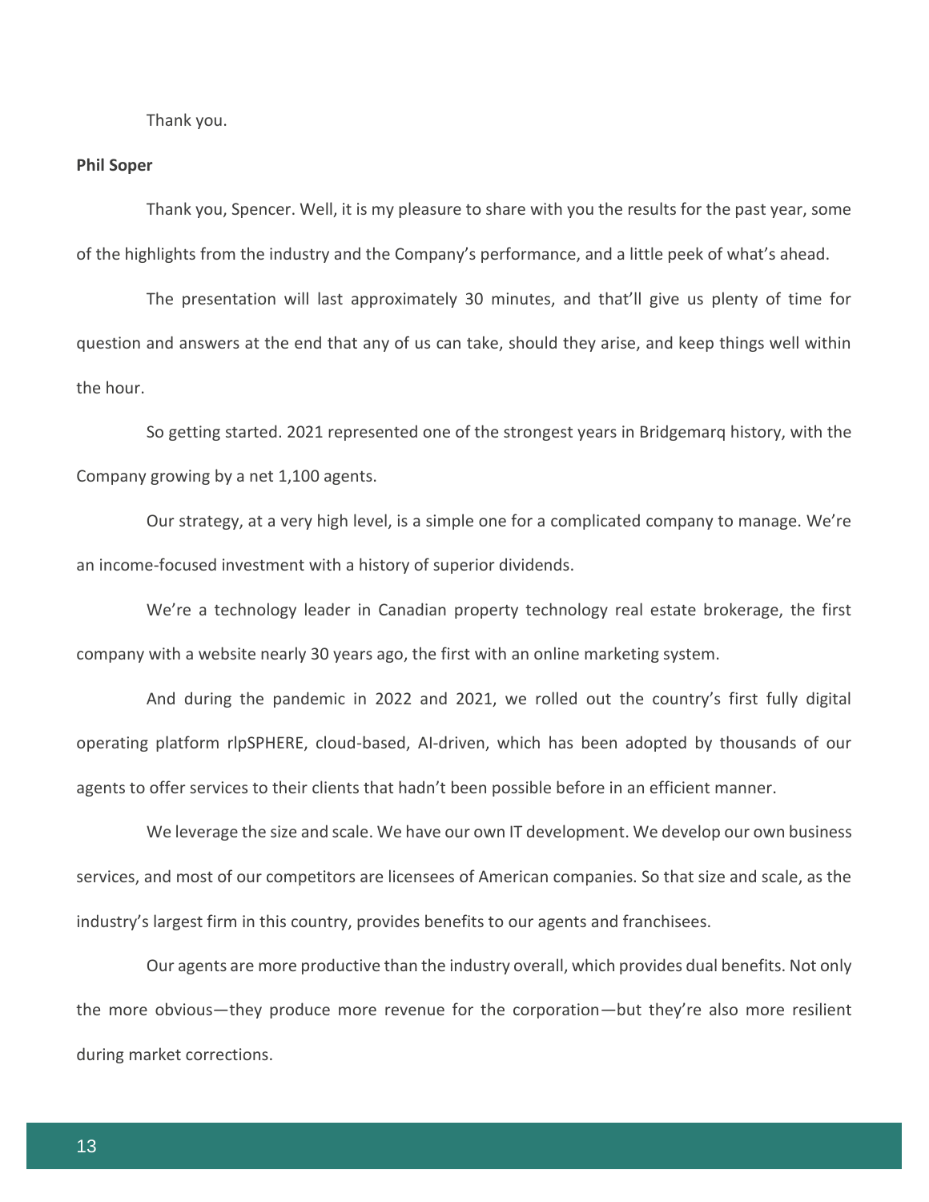Thank you.

**Phil Soper**

Thank you, Spencer. Well, it is my pleasure to share with you the results for the past year, some of the highlights from the industry and the Company's performance, and a little peek of what's ahead.

The presentation will last approximately 30 minutes, and that'll give us plenty of time for question and answers at the end that any of us can take, should they arise, and keep things well within the hour.

So getting started. 2021 represented one of the strongest years in Bridgemarq history, with the Company growing by a net 1,100 agents.

Our strategy, at a very high level, is a simple one for a complicated company to manage. We're an income-focused investment with a history of superior dividends.

We're a technology leader in Canadian property technology real estate brokerage, the first company with a website nearly 30 years ago, the first with an online marketing system.

And during the pandemic in 2022 and 2021, we rolled out the country's first fully digital operating platform rlpSPHERE, cloud-based, AI-driven, which has been adopted by thousands of our agents to offer services to their clients that hadn't been possible before in an efficient manner.

We leverage the size and scale. We have our own IT development. We develop our own business services, and most of our competitors are licensees of American companies. So that size and scale, as the industry's largest firm in this country, provides benefits to our agents and franchisees.

Our agents are more productive than the industry overall, which provides dual benefits. Not only the more obvious—they produce more revenue for the corporation—but they're also more resilient during market corrections.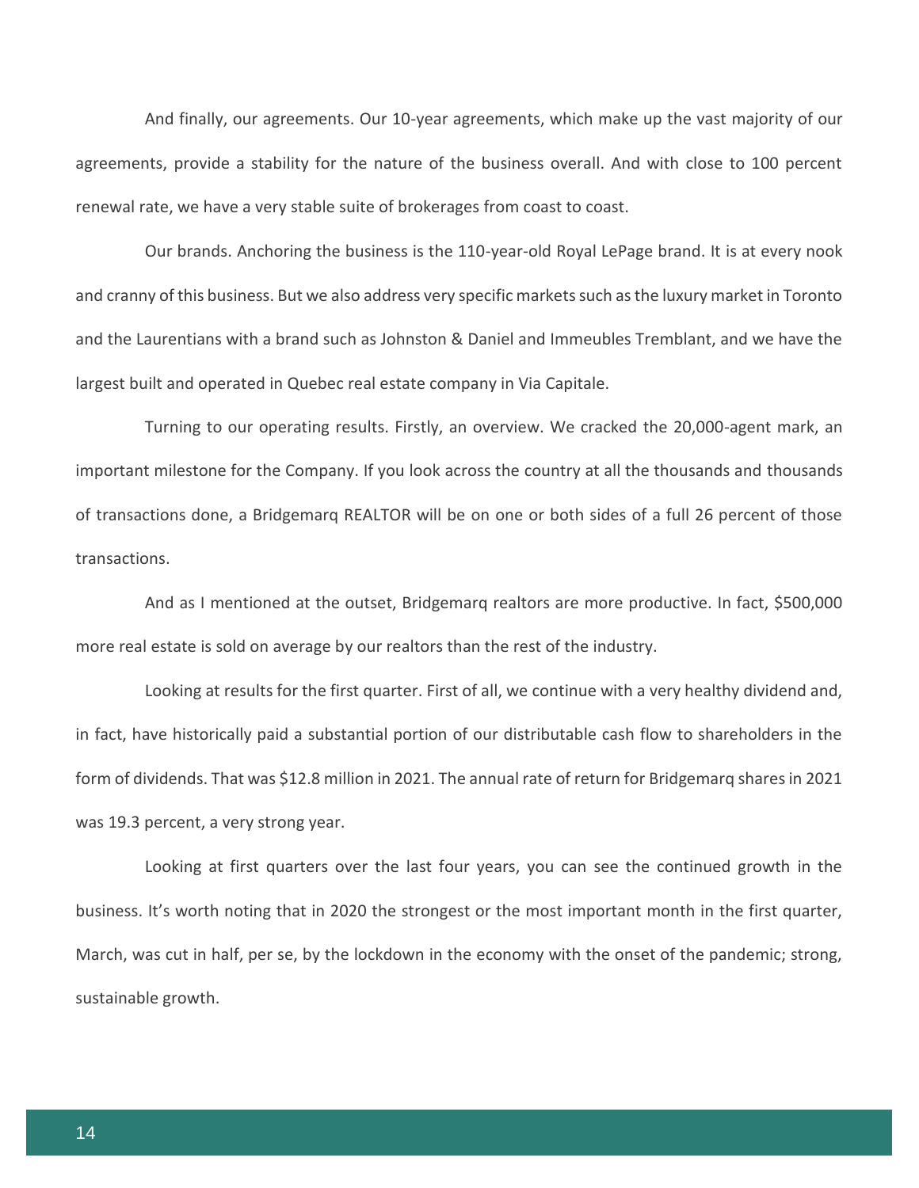And finally, our agreements. Our 10-year agreements, which make up the vast majority of our agreements, provide a stability for the nature of the business overall. And with close to 100 percent renewal rate, we have a very stable suite of brokerages from coast to coast.

Our brands. Anchoring the business is the 110-year-old Royal LePage brand. It is at every nook and cranny of this business. But we also address very specific markets such as the luxury market in Toronto and the Laurentians with a brand such as Johnston & Daniel and Immeubles Tremblant, and we have the largest built and operated in Quebec real estate company in Via Capitale.

Turning to our operating results. Firstly, an overview. We cracked the 20,000-agent mark, an important milestone for the Company. If you look across the country at all the thousands and thousands of transactions done, a Bridgemarq REALTOR will be on one or both sides of a full 26 percent of those transactions.

And as I mentioned at the outset, Bridgemarq realtors are more productive. In fact, $500,000 more real estate is sold on average by our realtors than the rest of the industry.

Looking at results for the first quarter. First of all, we continue with a very healthy dividend and, in fact, have historically paid a substantial portion of our distributable cash flow to shareholders in the form of dividends. That was $12.8 million in 2021. The annual rate of return for Bridgemarq shares in 2021 was 19.3 percent, a very strong year.

Looking at first quarters over the last four years, you can see the continued growth in the business. It's worth noting that in 2020 the strongest or the most important month in the first quarter, March, was cut in half, per se, by the lockdown in the economy with the onset of the pandemic; strong, sustainable growth.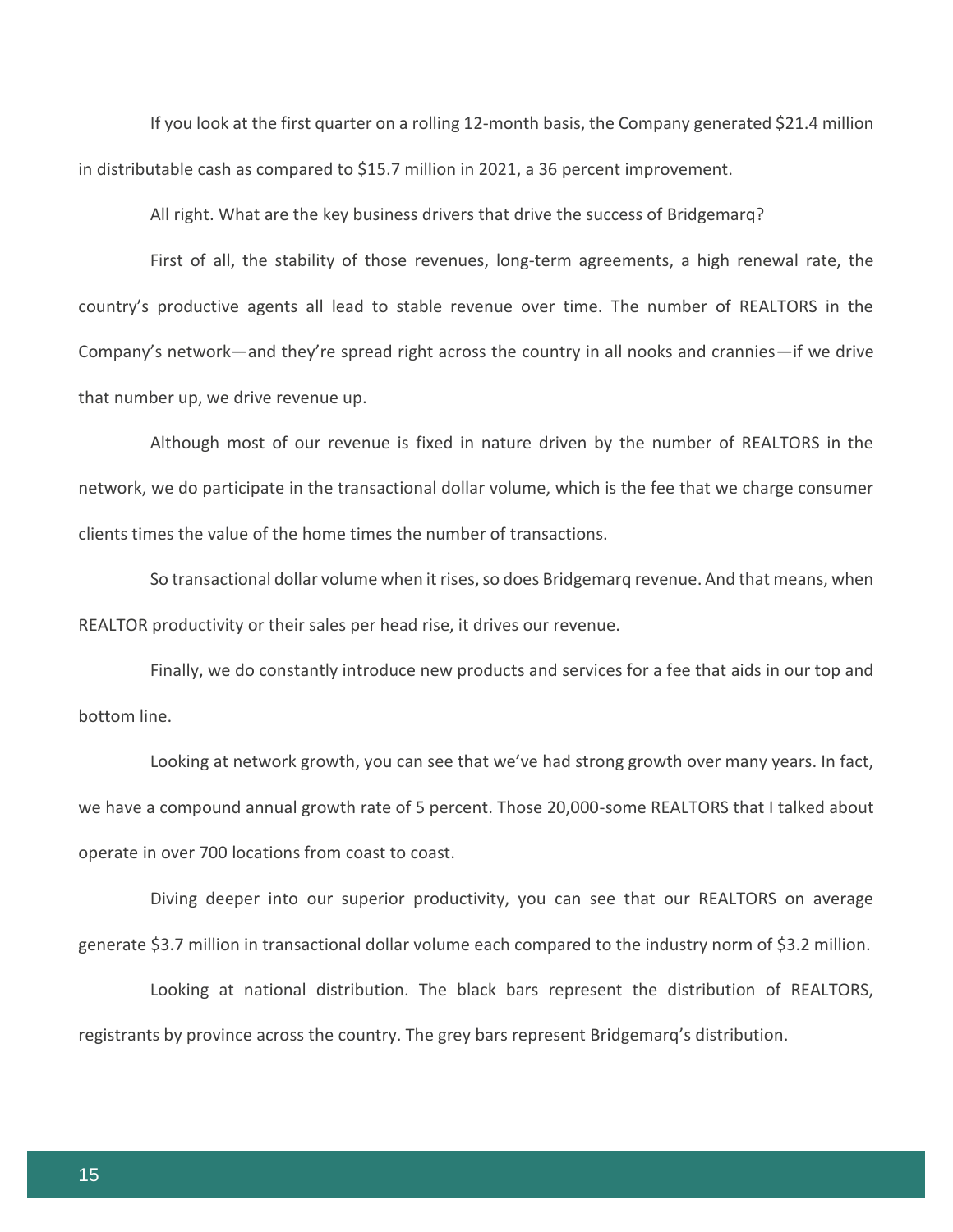If you look at the first quarter on a rolling 12-month basis, the Company generated $21.4 million in distributable cash as compared to $15.7 million in 2021, a 36 percent improvement.

All right. What are the key business drivers that drive the success of Bridgemarq?

First of all, the stability of those revenues, long-term agreements, a high renewal rate, the country's productive agents all lead to stable revenue over time. The number of REALTORS in the Company's network—and they're spread right across the country in all nooks and crannies—if we drive that number up, we drive revenue up.

Although most of our revenue is fixed in nature driven by the number of REALTORS in the network, we do participate in the transactional dollar volume, which is the fee that we charge consumer clients times the value of the home times the number of transactions.

So transactional dollar volume when it rises, so does Bridgemarq revenue. And that means, when REALTOR productivity or their sales per head rise, it drives our revenue.

Finally, we do constantly introduce new products and services for a fee that aids in our top and bottom line.

Looking at network growth, you can see that we've had strong growth over many years. In fact, we have a compound annual growth rate of 5 percent. Those 20,000-some REALTORS that I talked about operate in over 700 locations from coast to coast.

Diving deeper into our superior productivity, you can see that our REALTORS on average generate $3.7 million in transactional dollar volume each compared to the industry norm of $3.2 million.

Looking at national distribution. The black bars represent the distribution of REALTORS, registrants by province across the country. The grey bars represent Bridgemarq's distribution.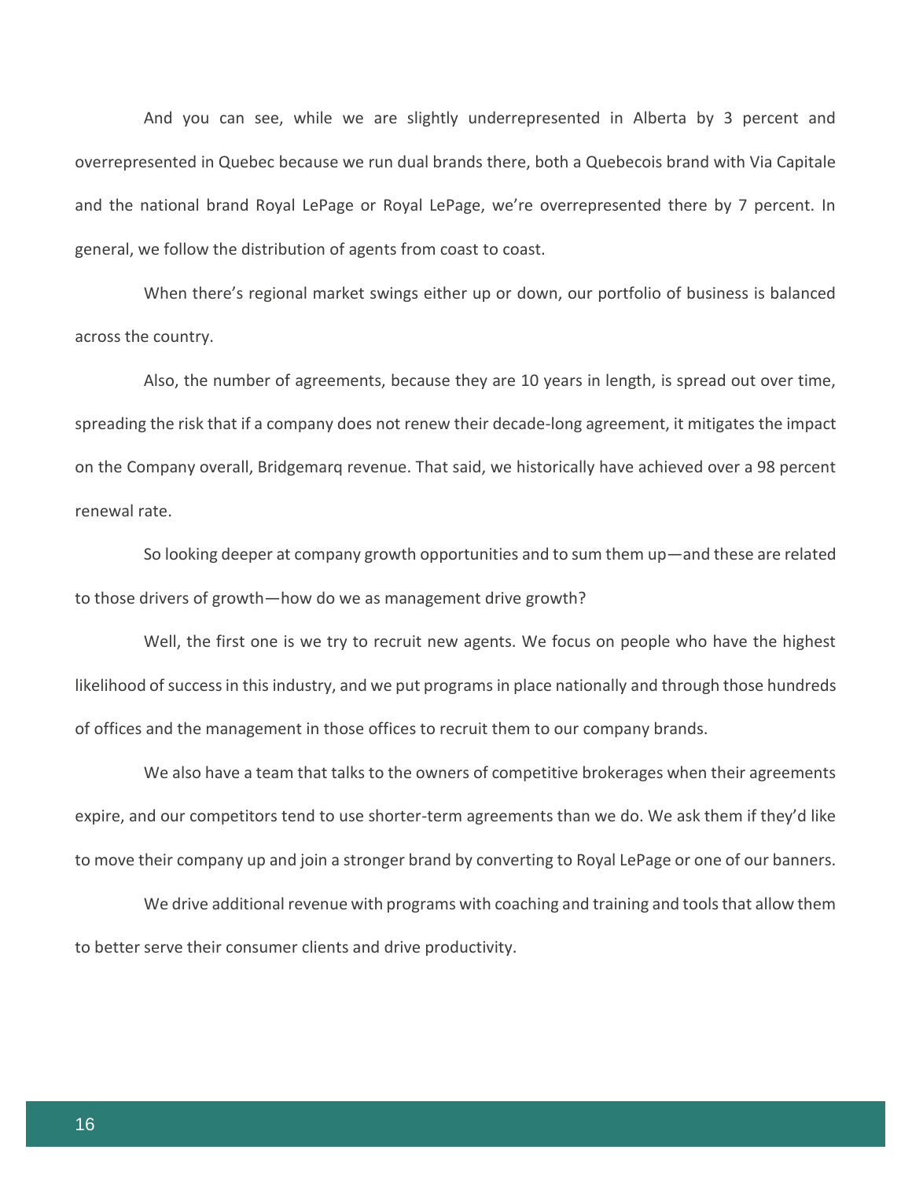And you can see, while we are slightly underrepresented in Alberta by 3 percent and overrepresented in Quebec because we run dual brands there, both a Quebecois brand with Via Capitale and the national brand Royal LePage or Royal LePage, we're overrepresented there by 7 percent. In general, we follow the distribution of agents from coast to coast.

When there's regional market swings either up or down, our portfolio of business is balanced across the country.

Also, the number of agreements, because they are 10 years in length, is spread out over time, spreading the risk that if a company does not renew their decade-long agreement, it mitigates the impact on the Company overall, Bridgemarq revenue. That said, we historically have achieved over a 98 percent renewal rate.

So looking deeper at company growth opportunities and to sum them up—and these are related to those drivers of growth—how do we as management drive growth?

Well, the first one is we try to recruit new agents. We focus on people who have the highest likelihood of success in this industry, and we put programs in place nationally and through those hundreds of offices and the management in those offices to recruit them to our company brands.

We also have a team that talks to the owners of competitive brokerages when their agreements expire, and our competitors tend to use shorter-term agreements than we do. We ask them if they'd like to move their company up and join a stronger brand by converting to Royal LePage or one of our banners.

We drive additional revenue with programs with coaching and training and tools that allow them to better serve their consumer clients and drive productivity.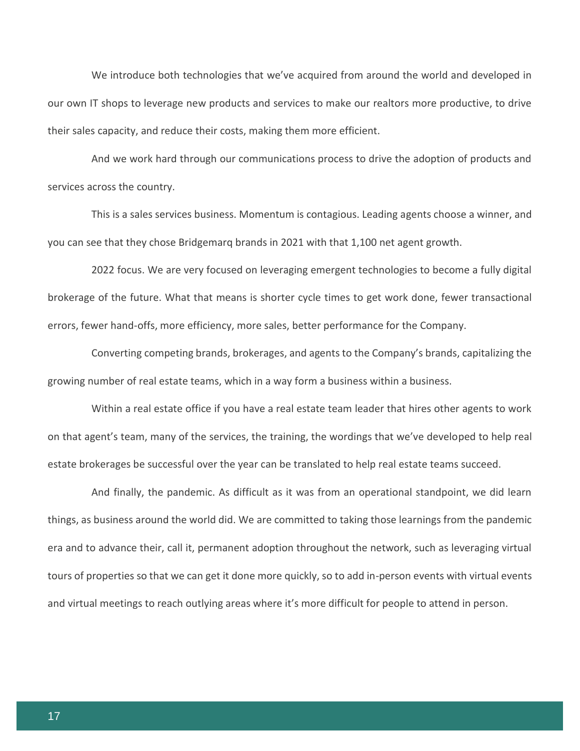We introduce both technologies that we've acquired from around the world and developed in our own IT shops to leverage new products and services to make our realtors more productive, to drive their sales capacity, and reduce their costs, making them more efficient.

And we work hard through our communications process to drive the adoption of products and services across the country.

This is a sales services business. Momentum is contagious. Leading agents choose a winner, and you can see that they chose Bridgemarq brands in 2021 with that 1,100 net agent growth.

2022 focus. We are very focused on leveraging emergent technologies to become a fully digital brokerage of the future. What that means is shorter cycle times to get work done, fewer transactional errors, fewer hand-offs, more efficiency, more sales, better performance for the Company.

Converting competing brands, brokerages, and agents to the Company's brands, capitalizing the growing number of real estate teams, which in a way form a business within a business.

Within a real estate office if you have a real estate team leader that hires other agents to work on that agent's team, many of the services, the training, the wordings that we've developed to help real estate brokerages be successful over the year can be translated to help real estate teams succeed.

And finally, the pandemic. As difficult as it was from an operational standpoint, we did learn things, as business around the world did. We are committed to taking those learnings from the pandemic era and to advance their, call it, permanent adoption throughout the network, such as leveraging virtual tours of properties so that we can get it done more quickly, so to add in-person events with virtual events and virtual meetings to reach outlying areas where it's more difficult for people to attend in person.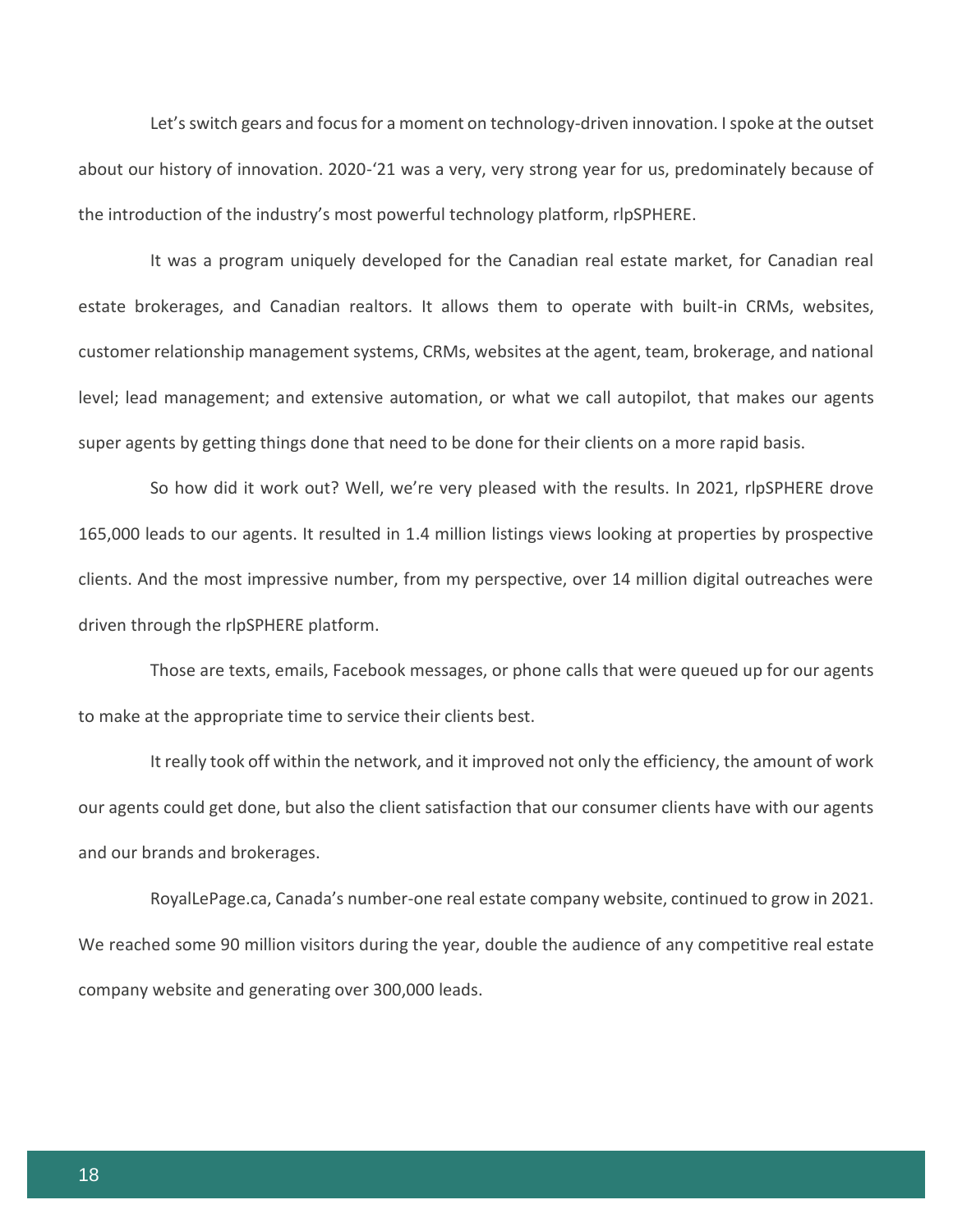Let's switch gears and focus for a moment on technology-driven innovation. I spoke at the outset about our history of innovation. 2020-'21 was a very, very strong year for us, predominately because of the introduction of the industry's most powerful technology platform, rlpSPHERE.

It was a program uniquely developed for the Canadian real estate market, for Canadian real estate brokerages, and Canadian realtors. It allows them to operate with built-in CRMs, websites, customer relationship management systems, CRMs, websites at the agent, team, brokerage, and national level; lead management; and extensive automation, or what we call autopilot, that makes our agents super agents by getting things done that need to be done for their clients on a more rapid basis.

So how did it work out? Well, we're very pleased with the results. In 2021, rlpSPHERE drove 165,000 leads to our agents. It resulted in 1.4 million listings views looking at properties by prospective clients. And the most impressive number, from my perspective, over 14 million digital outreaches were driven through the rlpSPHERE platform.

Those are texts, emails, Facebook messages, or phone calls that were queued up for our agents to make at the appropriate time to service their clients best.

It really took off within the network, and it improved not only the efficiency, the amount of work our agents could get done, but also the client satisfaction that our consumer clients have with our agents and our brands and brokerages.

RoyalLePage.ca, Canada's number-one real estate company website, continued to grow in 2021. We reached some 90 million visitors during the year, double the audience of any competitive real estate company website and generating over 300,000 leads.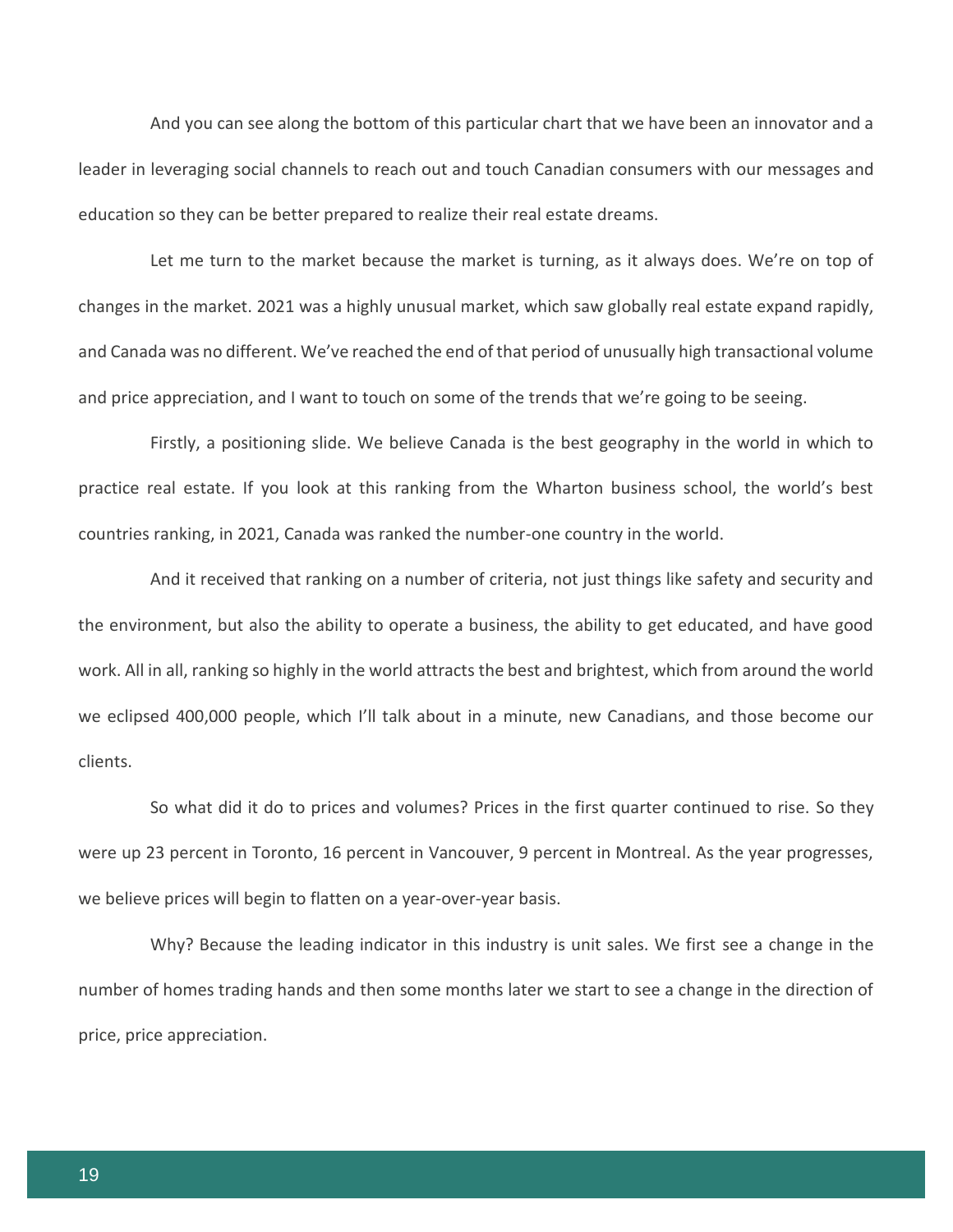And you can see along the bottom of this particular chart that we have been an innovator and a leader in leveraging social channels to reach out and touch Canadian consumers with our messages and education so they can be better prepared to realize their real estate dreams.

Let me turn to the market because the market is turning, as it always does. We're on top of changes in the market. 2021 was a highly unusual market, which saw globally real estate expand rapidly, and Canada was no different. We've reached the end of that period of unusually high transactional volume and price appreciation, and I want to touch on some of the trends that we're going to be seeing.

Firstly, a positioning slide. We believe Canada is the best geography in the world in which to practice real estate. If you look at this ranking from the Wharton business school, the world's best countries ranking, in 2021, Canada was ranked the number-one country in the world.

And it received that ranking on a number of criteria, not just things like safety and security and the environment, but also the ability to operate a business, the ability to get educated, and have good work. All in all, ranking so highly in the world attracts the best and brightest, which from around the world we eclipsed 400,000 people, which I'll talk about in a minute, new Canadians, and those become our clients.

So what did it do to prices and volumes? Prices in the first quarter continued to rise. So they were up 23 percent in Toronto, 16 percent in Vancouver, 9 percent in Montreal. As the year progresses, we believe prices will begin to flatten on a year-over-year basis.

Why? Because the leading indicator in this industry is unit sales. We first see a change in the number of homes trading hands and then some months later we start to see a change in the direction of price, price appreciation.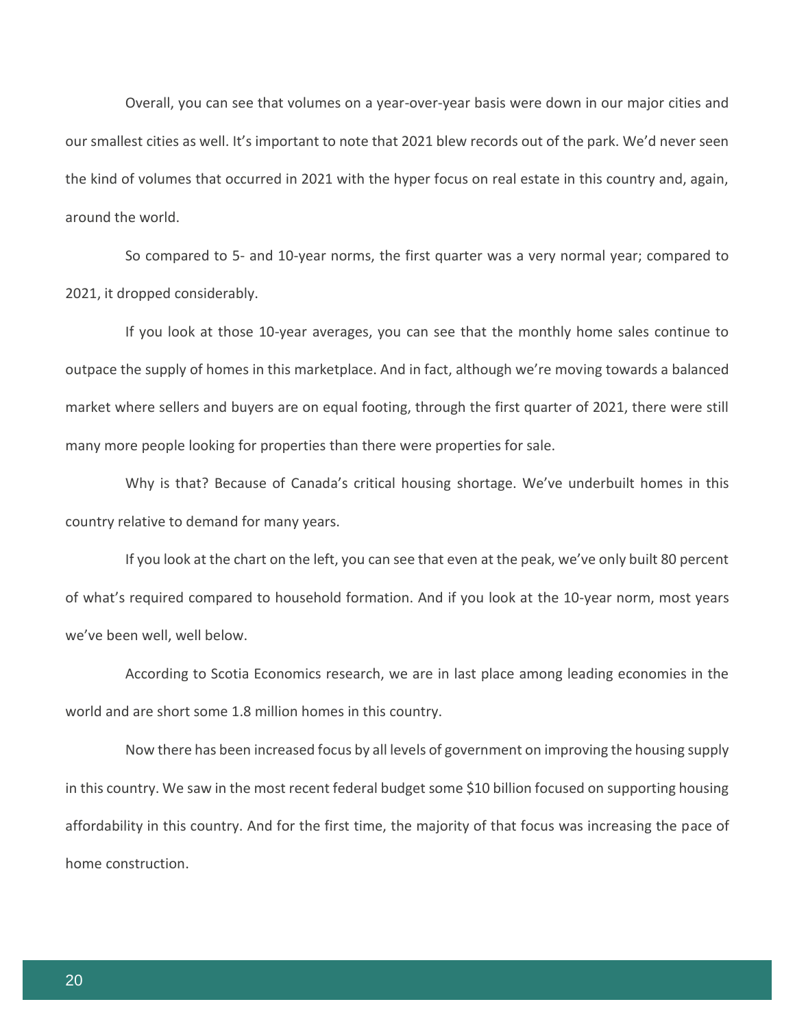Overall, you can see that volumes on a year-over-year basis were down in our major cities and our smallest cities as well. It's important to note that 2021 blew records out of the park. We'd never seen the kind of volumes that occurred in 2021 with the hyper focus on real estate in this country and, again, around the world.

So compared to 5- and 10-year norms, the first quarter was a very normal year; compared to 2021, it dropped considerably.

If you look at those 10-year averages, you can see that the monthly home sales continue to outpace the supply of homes in this marketplace. And in fact, although we're moving towards a balanced market where sellers and buyers are on equal footing, through the first quarter of 2021, there were still many more people looking for properties than there were properties for sale.

Why is that? Because of Canada's critical housing shortage. We've underbuilt homes in this country relative to demand for many years.

If you look at the chart on the left, you can see that even at the peak, we've only built 80 percent of what's required compared to household formation. And if you look at the 10-year norm, most years we've been well, well below.

According to Scotia Economics research, we are in last place among leading economies in the world and are short some 1.8 million homes in this country.

Now there has been increased focus by all levels of government on improving the housing supply in this country. We saw in the most recent federal budget some $10 billion focused on supporting housing affordability in this country. And for the first time, the majority of that focus was increasing the pace of home construction.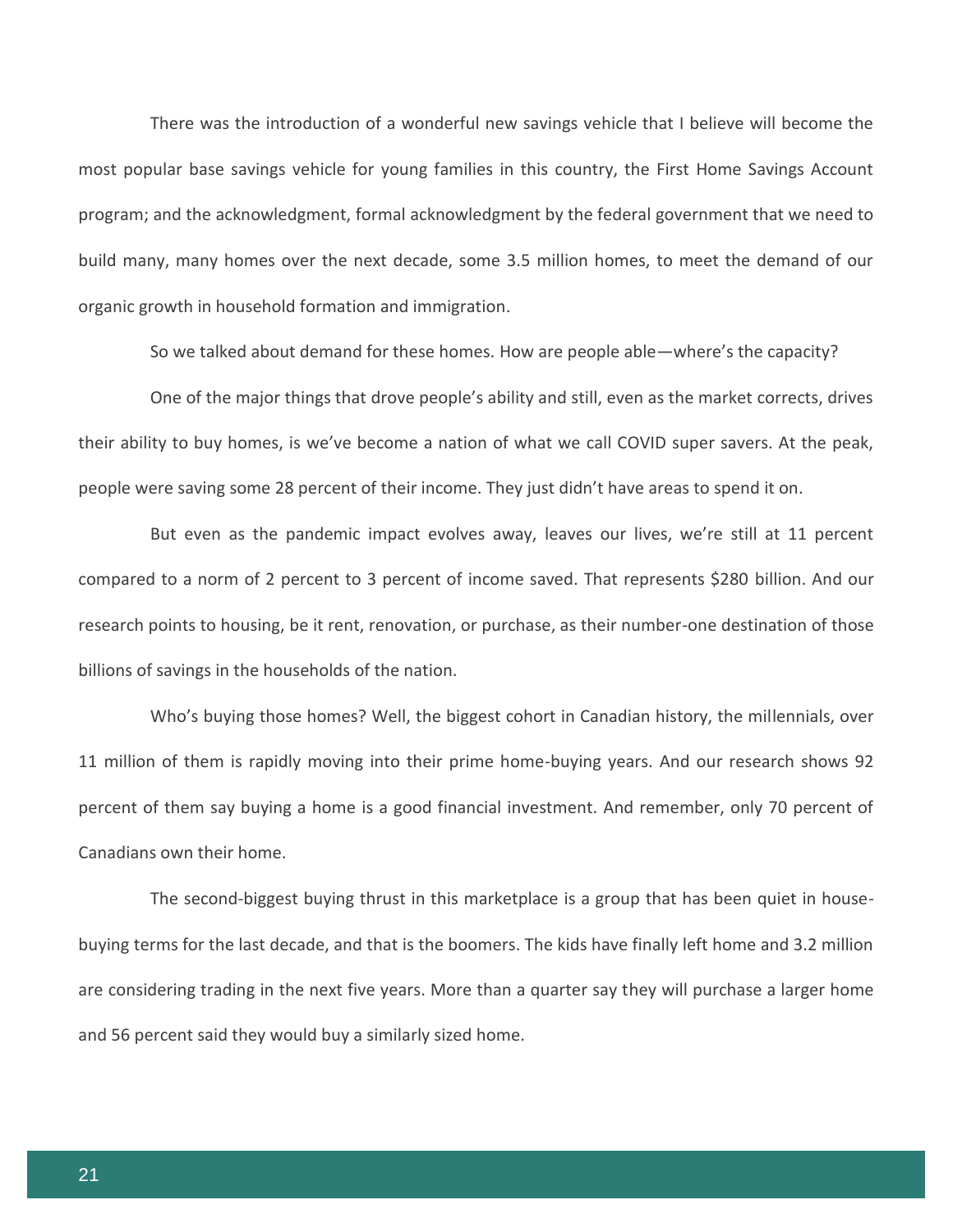There was the introduction of a wonderful new savings vehicle that I believe will become the most popular base savings vehicle for young families in this country, the First Home Savings Account program; and the acknowledgment, formal acknowledgment by the federal government that we need to build many, many homes over the next decade, some 3.5 million homes, to meet the demand of our organic growth in household formation and immigration.

So we talked about demand for these homes. How are people able—where's the capacity?

One of the major things that drove people's ability and still, even as the market corrects, drives their ability to buy homes, is we've become a nation of what we call COVID super savers. At the peak, people were saving some 28 percent of their income. They just didn't have areas to spend it on.

But even as the pandemic impact evolves away, leaves our lives, we're still at 11 percent compared to a norm of 2 percent to 3 percent of income saved. That represents $280 billion. And our research points to housing, be it rent, renovation, or purchase, as their number-one destination of those billions of savings in the households of the nation.

Who's buying those homes? Well, the biggest cohort in Canadian history, the millennials, over 11 million of them is rapidly moving into their prime home-buying years. And our research shows 92 percent of them say buying a home is a good financial investment. And remember, only 70 percent of Canadians own their home.

The second-biggest buying thrust in this marketplace is a group that has been quiet in house-buying terms for the last decade, and that is the boomers. The kids have finally left home and 3.2 million are considering trading in the next five years. More than a quarter say they will purchase a larger home and 56 percent said they would buy a similarly sized home.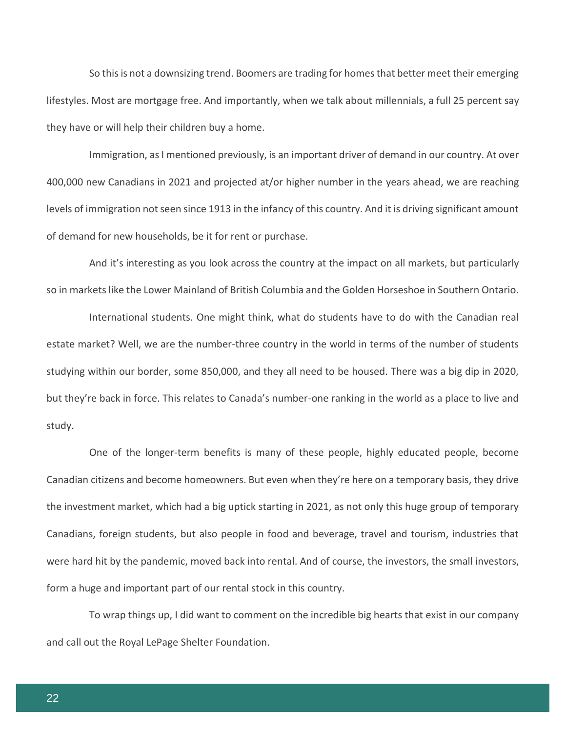So this is not a downsizing trend. Boomers are trading for homes that better meet their emerging lifestyles. Most are mortgage free. And importantly, when we talk about millennials, a full 25 percent say they have or will help their children buy a home.

Immigration, as I mentioned previously, is an important driver of demand in our country. At over 400,000 new Canadians in 2021 and projected at/or higher number in the years ahead, we are reaching levels of immigration not seen since 1913 in the infancy of this country. And it is driving significant amount of demand for new households, be it for rent or purchase.

And it's interesting as you look across the country at the impact on all markets, but particularly so in markets like the Lower Mainland of British Columbia and the Golden Horseshoe in Southern Ontario.

International students. One might think, what do students have to do with the Canadian real estate market? Well, we are the number-three country in the world in terms of the number of students studying within our border, some 850,000, and they all need to be housed. There was a big dip in 2020, but they're back in force. This relates to Canada's number-one ranking in the world as a place to live and study.

One of the longer-term benefits is many of these people, highly educated people, become Canadian citizens and become homeowners. But even when they're here on a temporary basis, they drive the investment market, which had a big uptick starting in 2021, as not only this huge group of temporary Canadians, foreign students, but also people in food and beverage, travel and tourism, industries that were hard hit by the pandemic, moved back into rental. And of course, the investors, the small investors, form a huge and important part of our rental stock in this country.

To wrap things up, I did want to comment on the incredible big hearts that exist in our company and call out the Royal LePage Shelter Foundation.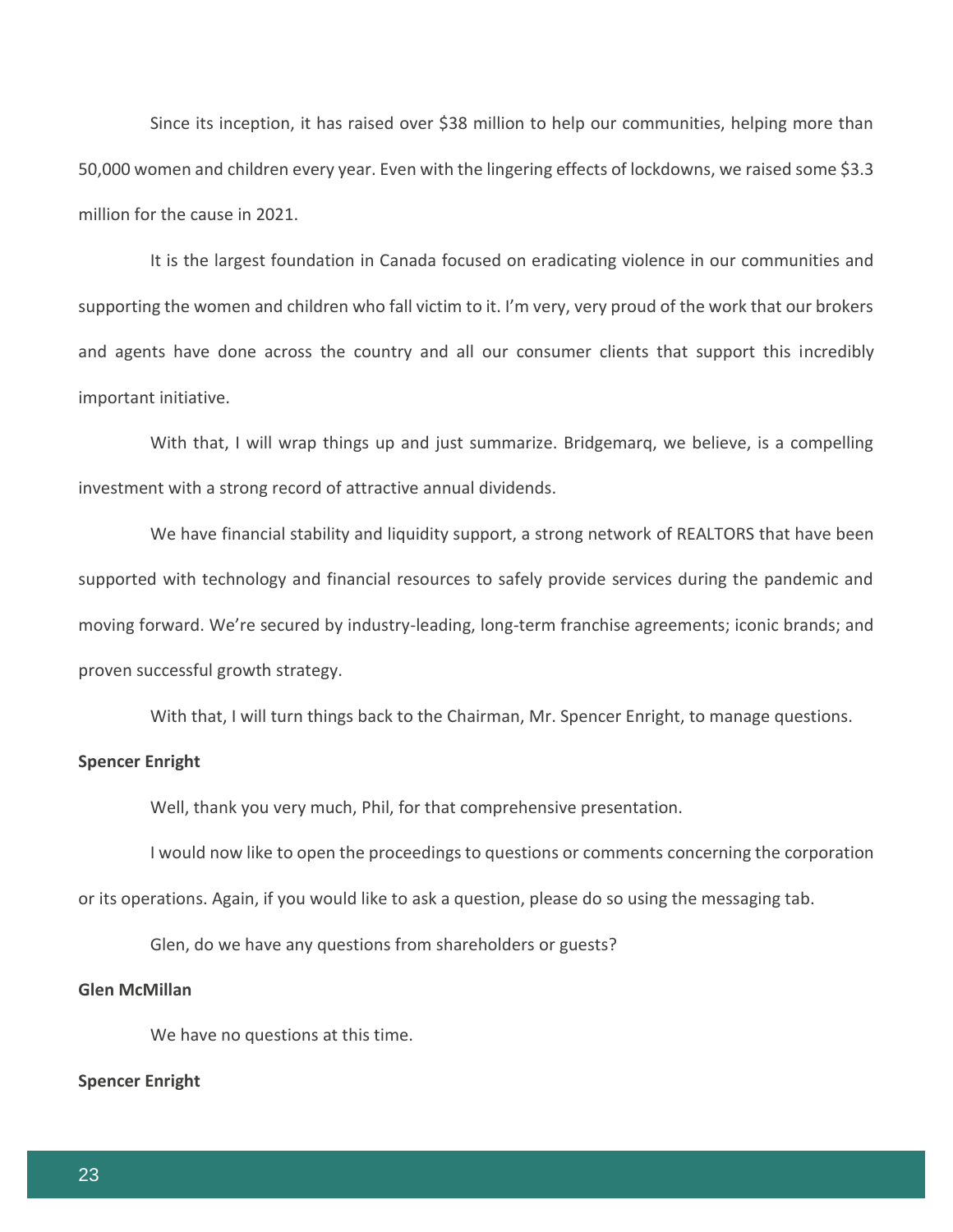Since its inception, it has raised over $38 million to help our communities, helping more than 50,000 women and children every year. Even with the lingering effects of lockdowns, we raised some $3.3 million for the cause in 2021.

It is the largest foundation in Canada focused on eradicating violence in our communities and supporting the women and children who fall victim to it. I'm very, very proud of the work that our brokers and agents have done across the country and all our consumer clients that support this incredibly important initiative.

With that, I will wrap things up and just summarize. Bridgemarq, we believe, is a compelling investment with a strong record of attractive annual dividends.

We have financial stability and liquidity support, a strong network of REALTORS that have been supported with technology and financial resources to safely provide services during the pandemic and moving forward. We're secured by industry-leading, long-term franchise agreements; iconic brands; and proven successful growth strategy.

With that, I will turn things back to the Chairman, Mr. Spencer Enright, to manage questions.

**Spencer Enright**

Well, thank you very much, Phil, for that comprehensive presentation.

I would now like to open the proceedings to questions or comments concerning the corporation or its operations. Again, if you would like to ask a question, please do so using the messaging tab.

Glen, do we have any questions from shareholders or guests?

**Glen McMillan**

We have no questions at this time.

**Spencer Enright**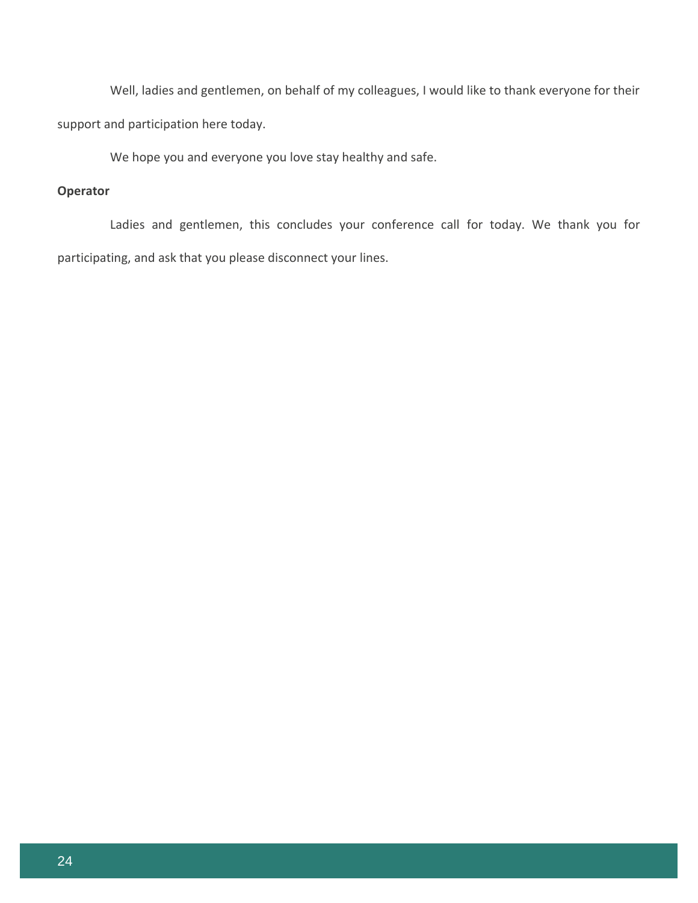Well, ladies and gentlemen, on behalf of my colleagues, I would like to thank everyone for their support and participation here today.

We hope you and everyone you love stay healthy and safe.

**Operator**

Ladies and gentlemen, this concludes your conference call for today. We thank you for participating, and ask that you please disconnect your lines.